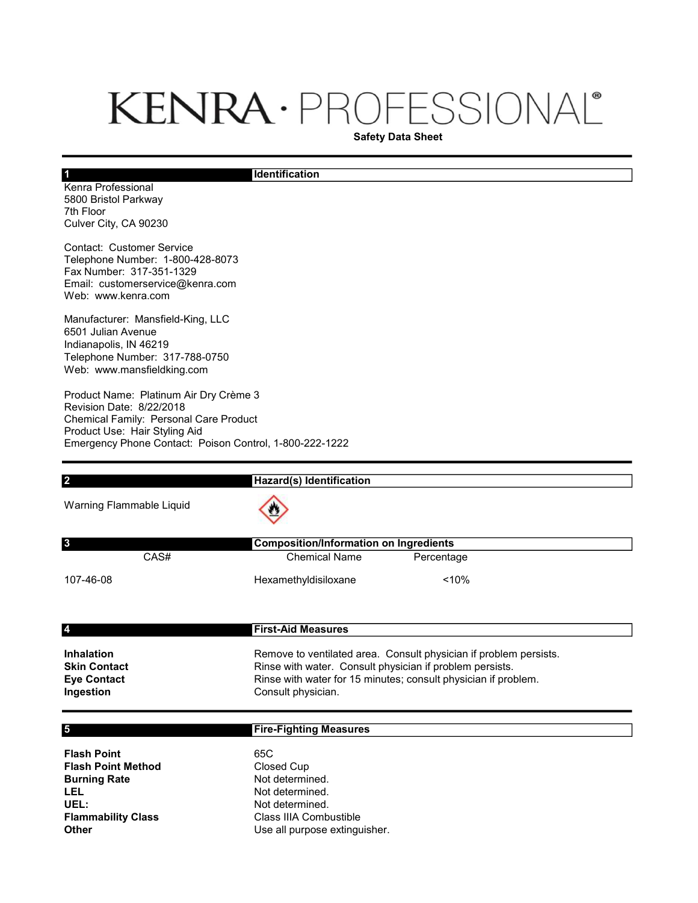# KENRA · PROFESSIONAL®

**Safety Data Sheet**

## 1 Identification

Kenra Professional
5800 Bristol Parkway
7th Floor
Culver City, CA 90230

Contact: Customer Service
Telephone Number: 1-800-428-8073
Fax Number: 317-351-1329
Email: customerservice@kenra.com
Web: www.kenra.com

Manufacturer: Mansfield-King, LLC
6501 Julian Avenue
Indianapolis, IN 46219
Telephone Number: 317-788-0750
Web: www.mansfieldking.com

Product Name: Platinum Air Dry Crème 3
Revision Date: 8/22/2018
Chemical Family: Personal Care Product
Product Use: Hair Styling Aid
Emergency Phone Contact: Poison Control, 1-800-222-1222

## 2 Hazard(s) Identification

Warning Flammable Liquid

## 3 Composition/Information on Ingredients

| CAS# | Chemical Name | Percentage |
|---|---|---|
| 107-46-08 | Hexamethyldisiloxane | <10% |

## 4 First-Aid Measures

| | |
|---|---|
| **Inhalation** | Remove to ventilated area. Consult physician if problem persists. |
| **Skin Contact** | Rinse with water. Consult physician if problem persists. |
| **Eye Contact** | Rinse with water for 15 minutes; consult physician if problem. |
| **Ingestion** | Consult physician. |

## 5 Fire-Fighting Measures

| | |
|---|---|
| **Flash Point** | 65C |
| **Flash Point Method** | Closed Cup |
| **Burning Rate** | Not determined. |
| **LEL** | Not determined. |
| **UEL:** | Not determined. |
| **Flammability Class** | Class IIIA Combustible |
| **Other** | Use all purpose extinguisher. |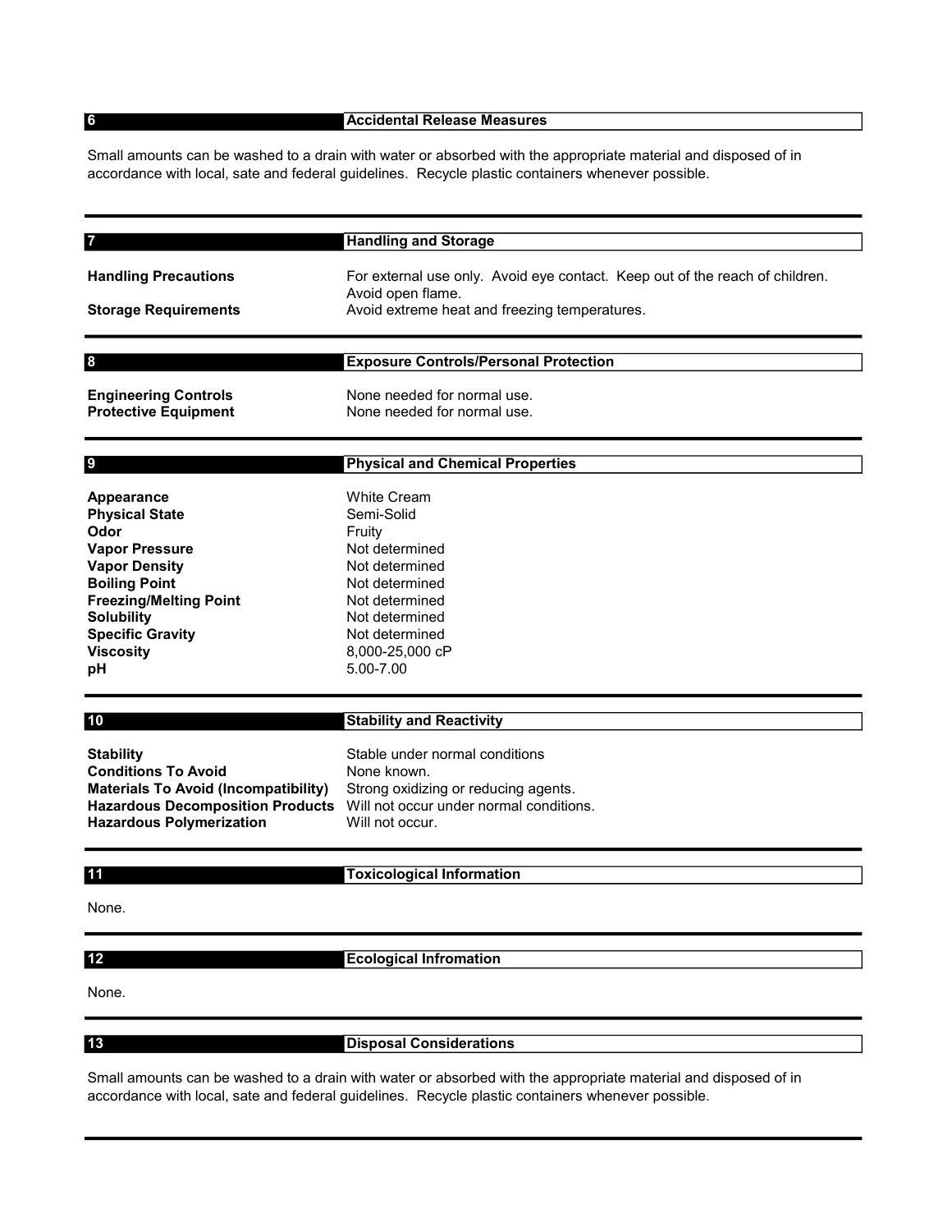## 6 Accidental Release Measures

Small amounts can be washed to a drain with water or absorbed with the appropriate material and disposed of in accordance with local, sate and federal guidelines. Recycle plastic containers whenever possible.

## 7 Handling and Storage

| | |
|---|---|
| **Handling Precautions** | For external use only. Avoid eye contact. Keep out of the reach of children. Avoid open flame. |
| **Storage Requirements** | Avoid extreme heat and freezing temperatures. |

## 8 Exposure Controls/Personal Protection

| | |
|---|---|
| **Engineering Controls** | None needed for normal use. |
| **Protective Equipment** | None needed for normal use. |

## 9 Physical and Chemical Properties

| | |
|---|---|
| **Appearance** | White Cream |
| **Physical State** | Semi-Solid |
| **Odor** | Fruity |
| **Vapor Pressure** | Not determined |
| **Vapor Density** | Not determined |
| **Boiling Point** | Not determined |
| **Freezing/Melting Point** | Not determined |
| **Solubility** | Not determined |
| **Specific Gravity** | Not determined |
| **Viscosity** | 8,000-25,000 cP |
| **pH** | 5.00-7.00 |

## 10 Stability and Reactivity

| | |
|---|---|
| **Stability** | Stable under normal conditions |
| **Conditions To Avoid** | None known. |
| **Materials To Avoid (Incompatibility)** | Strong oxidizing or reducing agents. |
| **Hazardous Decomposition Products** | Will not occur under normal conditions. |
| **Hazardous Polymerization** | Will not occur. |

## 11 Toxicological Information

None.

## 12 Ecological Infromation

None.

## 13 Disposal Considerations

Small amounts can be washed to a drain with water or absorbed with the appropriate material and disposed of in accordance with local, sate and federal guidelines. Recycle plastic containers whenever possible.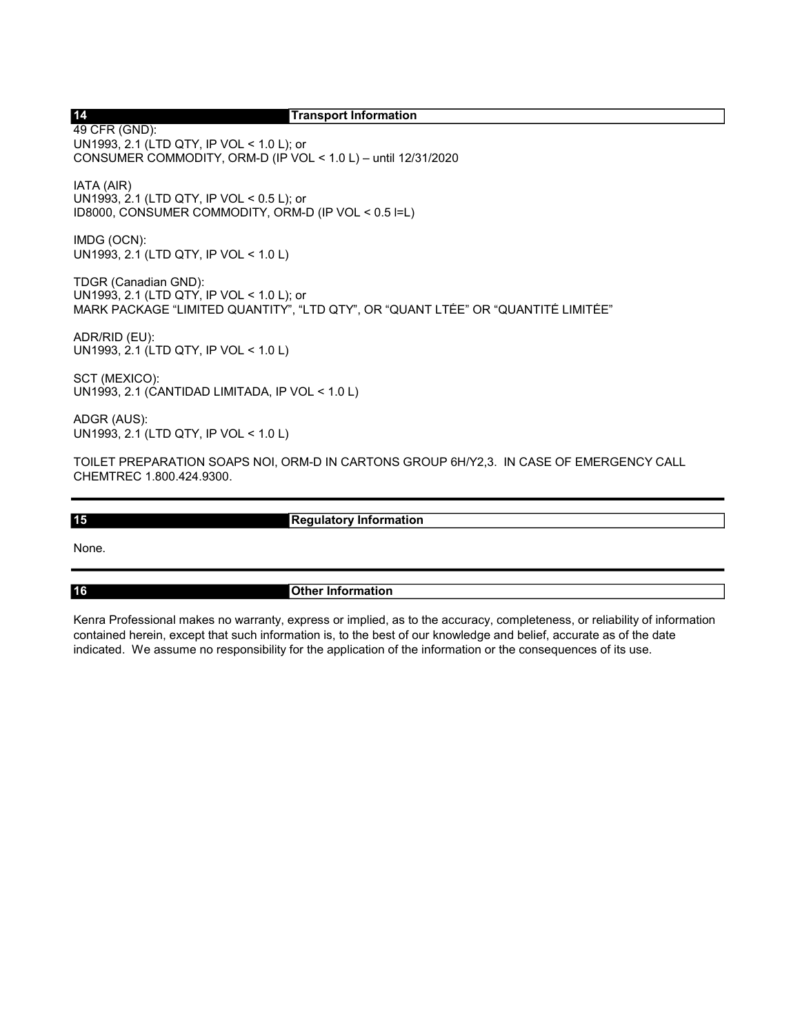## 14 Transport Information

49 CFR (GND):
UN1993, 2.1 (LTD QTY, IP VOL < 1.0 L); or
CONSUMER COMMODITY, ORM-D (IP VOL < 1.0 L) – until 12/31/2020

IATA (AIR)
UN1993, 2.1 (LTD QTY, IP VOL < 0.5 L); or
ID8000, CONSUMER COMMODITY, ORM-D (IP VOL < 0.5 l=L)

IMDG (OCN):
UN1993, 2.1 (LTD QTY, IP VOL < 1.0 L)

TDGR (Canadian GND):
UN1993, 2.1 (LTD QTY, IP VOL < 1.0 L); or
MARK PACKAGE "LIMITED QUANTITY", "LTD QTY", OR "QUANT LTÉE" OR "QUANTITÉ LIMITÉE"

ADR/RID (EU):
UN1993, 2.1 (LTD QTY, IP VOL < 1.0 L)

SCT (MEXICO):
UN1993, 2.1 (CANTIDAD LIMITADA, IP VOL < 1.0 L)

ADGR (AUS):
UN1993, 2.1 (LTD QTY, IP VOL < 1.0 L)

TOILET PREPARATION SOAPS NOI, ORM-D IN CARTONS GROUP 6H/Y2,3. IN CASE OF EMERGENCY CALL CHEMTREC 1.800.424.9300.

## 15 Regulatory Information

None.

## 16 Other Information

Kenra Professional makes no warranty, express or implied, as to the accuracy, completeness, or reliability of information contained herein, except that such information is, to the best of our knowledge and belief, accurate as of the date indicated. We assume no responsibility for the application of the information or the consequences of its use.